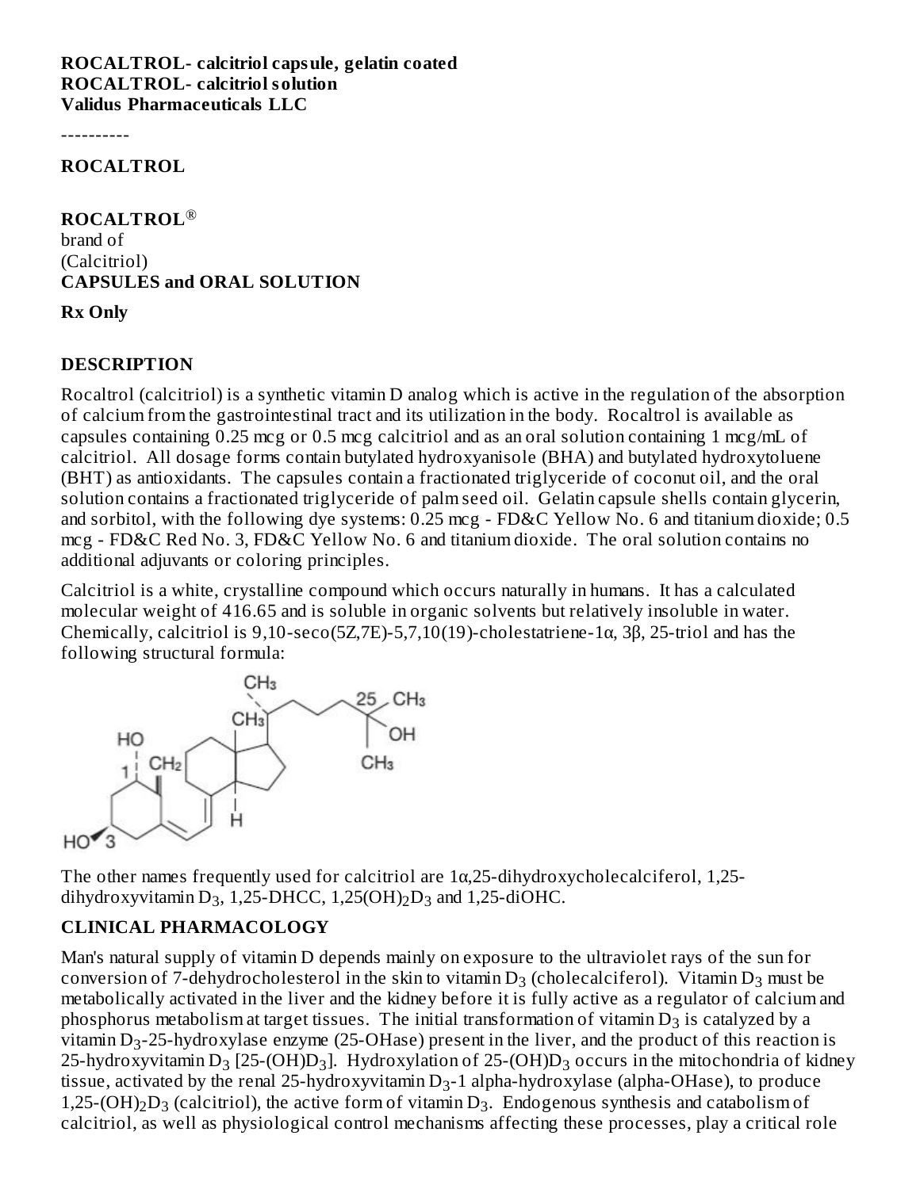**ROCALTROL- calcitriol capsule, gelatin coated**
**ROCALTROL- calcitriol solution**
**Validus Pharmaceuticals LLC**

----------

**ROCALTROL**

**ROCALTROL®**
brand of
(Calcitriol)
**CAPSULES and ORAL SOLUTION**

**Rx Only**

## DESCRIPTION

Rocaltrol (calcitriol) is a synthetic vitamin D analog which is active in the regulation of the absorption of calcium from the gastrointestinal tract and its utilization in the body. Rocaltrol is available as capsules containing 0.25 mcg or 0.5 mcg calcitriol and as an oral solution containing 1 mcg/mL of calcitriol. All dosage forms contain butylated hydroxyanisole (BHA) and butylated hydroxytoluene (BHT) as antioxidants. The capsules contain a fractionated triglyceride of coconut oil, and the oral solution contains a fractionated triglyceride of palm seed oil. Gelatin capsule shells contain glycerin, and sorbitol, with the following dye systems: 0.25 mcg - FD&C Yellow No. 6 and titanium dioxide; 0.5 mcg - FD&C Red No. 3, FD&C Yellow No. 6 and titanium dioxide. The oral solution contains no additional adjuvants or coloring principles.

Calcitriol is a white, crystalline compound which occurs naturally in humans. It has a calculated molecular weight of 416.65 and is soluble in organic solvents but relatively insoluble in water. Chemically, calcitriol is 9,10-seco(5Z,7E)-5,7,10(19)-cholestatriene-1α, 3β, 25-triol and has the following structural formula:

The other names frequently used for calcitriol are 1α,25-dihydroxycholecalciferol, 1,25-dihydroxyvitamin $D_3$, 1,25-DHCC, 1,25$(OH)_2D_3$ and 1,25-diOHC.

## CLINICAL PHARMACOLOGY

Man's natural supply of vitamin D depends mainly on exposure to the ultraviolet rays of the sun for conversion of 7-dehydrocholesterol in the skin to vitamin $D_3$ (cholecalciferol). Vitamin $D_3$ must be metabolically activated in the liver and the kidney before it is fully active as a regulator of calcium and phosphorus metabolism at target tissues. The initial transformation of vitamin $D_3$ is catalyzed by a vitamin $D_3$-25-hydroxylase enzyme (25-OHase) present in the liver, and the product of this reaction is 25-hydroxyvitamin $D_3$ [25-$(OH)D_3$]. Hydroxylation of 25-$(OH)D_3$ occurs in the mitochondria of kidney tissue, activated by the renal 25-hydroxyvitamin $D_3$-1 alpha-hydroxylase (alpha-OHase), to produce 1,25-$(OH)_2D_3$ (calcitriol), the active form of vitamin $D_3$. Endogenous synthesis and catabolism of calcitriol, as well as physiological control mechanisms affecting these processes, play a critical role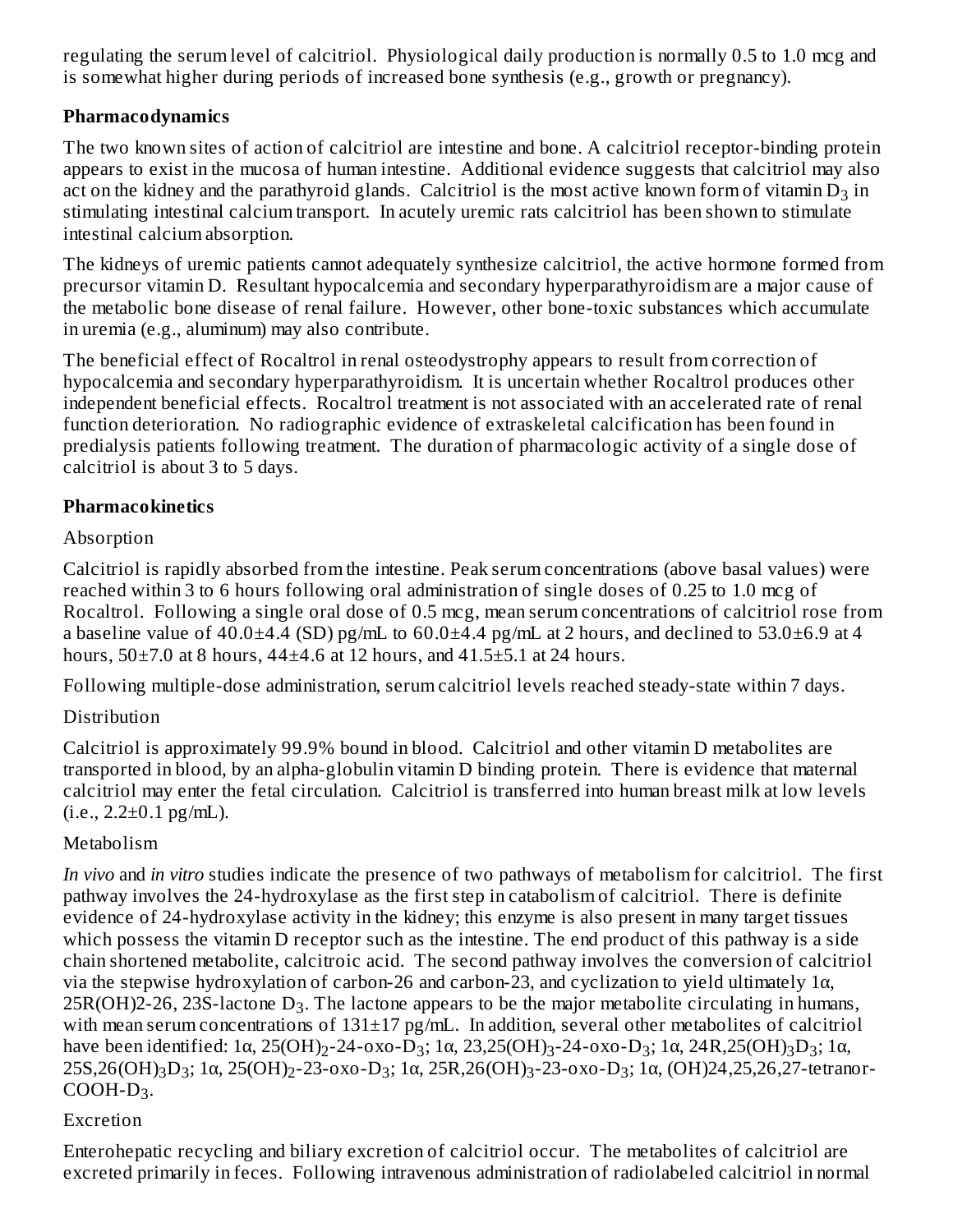regulating the serum level of calcitriol. Physiological daily production is normally 0.5 to 1.0 mcg and is somewhat higher during periods of increased bone synthesis (e.g., growth or pregnancy).

## Pharmacodynamics

The two known sites of action of calcitriol are intestine and bone. A calcitriol receptor-binding protein appears to exist in the mucosa of human intestine. Additional evidence suggests that calcitriol may also act on the kidney and the parathyroid glands. Calcitriol is the most active known form of vitamin $D_3$ in stimulating intestinal calcium transport. In acutely uremic rats calcitriol has been shown to stimulate intestinal calcium absorption.

The kidneys of uremic patients cannot adequately synthesize calcitriol, the active hormone formed from precursor vitamin D. Resultant hypocalcemia and secondary hyperparathyroidism are a major cause of the metabolic bone disease of renal failure. However, other bone-toxic substances which accumulate in uremia (e.g., aluminum) may also contribute.

The beneficial effect of Rocaltrol in renal osteodystrophy appears to result from correction of hypocalcemia and secondary hyperparathyroidism. It is uncertain whether Rocaltrol produces other independent beneficial effects. Rocaltrol treatment is not associated with an accelerated rate of renal function deterioration. No radiographic evidence of extraskeletal calcification has been found in predialysis patients following treatment. The duration of pharmacologic activity of a single dose of calcitriol is about 3 to 5 days.

## Pharmacokinetics

### Absorption

Calcitriol is rapidly absorbed from the intestine. Peak serum concentrations (above basal values) were reached within 3 to 6 hours following oral administration of single doses of 0.25 to 1.0 mcg of Rocaltrol. Following a single oral dose of 0.5 mcg, mean serum concentrations of calcitriol rose from a baseline value of 40.0±4.4 (SD) pg/mL to 60.0±4.4 pg/mL at 2 hours, and declined to 53.0±6.9 at 4 hours, 50±7.0 at 8 hours, 44±4.6 at 12 hours, and 41.5±5.1 at 24 hours.

Following multiple-dose administration, serum calcitriol levels reached steady-state within 7 days.

### Distribution

Calcitriol is approximately 99.9% bound in blood. Calcitriol and other vitamin D metabolites are transported in blood, by an alpha-globulin vitamin D binding protein. There is evidence that maternal calcitriol may enter the fetal circulation. Calcitriol is transferred into human breast milk at low levels (i.e., 2.2±0.1 pg/mL).

### Metabolism

*In vivo* and *in vitro* studies indicate the presence of two pathways of metabolism for calcitriol. The first pathway involves the 24-hydroxylase as the first step in catabolism of calcitriol. There is definite evidence of 24-hydroxylase activity in the kidney; this enzyme is also present in many target tissues which possess the vitamin D receptor such as the intestine. The end product of this pathway is a side chain shortened metabolite, calcitroic acid. The second pathway involves the conversion of calcitriol via the stepwise hydroxylation of carbon-26 and carbon-23, and cyclization to yield ultimately 1α, 25R(OH)2-26, 23S-lactone $D_3$. The lactone appears to be the major metabolite circulating in humans, with mean serum concentrations of 131±17 pg/mL. In addition, several other metabolites of calcitriol have been identified: 1α, $25(OH)_2$-24-oxo-$D_3$; 1α, $23,25(OH)_3$-24-oxo-$D_3$; 1α, $24R,25(OH)_3D_3$; 1α, $25S,26(OH)_3D_3$; 1α, $25(OH)_2$-23-oxo-$D_3$; 1α, $25R,26(OH)_3$-23-oxo-$D_3$; 1α, (OH)24,25,26,27-tetranor-COOH-$D_3$.

### Excretion

Enterohepatic recycling and biliary excretion of calcitriol occur. The metabolites of calcitriol are excreted primarily in feces. Following intravenous administration of radiolabeled calcitriol in normal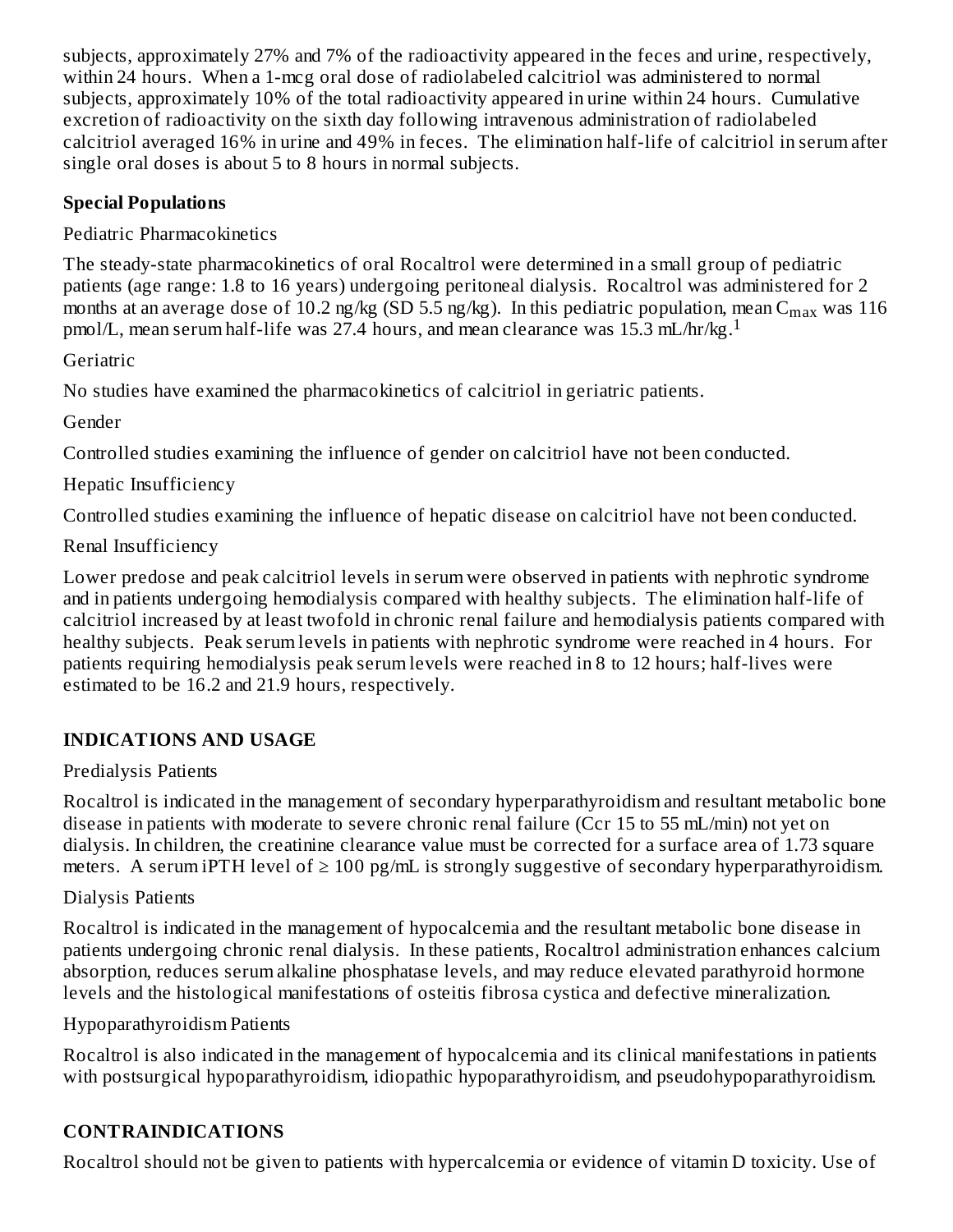subjects, approximately 27% and 7% of the radioactivity appeared in the feces and urine, respectively, within 24 hours. When a 1-mcg oral dose of radiolabeled calcitriol was administered to normal subjects, approximately 10% of the total radioactivity appeared in urine within 24 hours. Cumulative excretion of radioactivity on the sixth day following intravenous administration of radiolabeled calcitriol averaged 16% in urine and 49% in feces. The elimination half-life of calcitriol in serum after single oral doses is about 5 to 8 hours in normal subjects.

**Special Populations**

Pediatric Pharmacokinetics

The steady-state pharmacokinetics of oral Rocaltrol were determined in a small group of pediatric patients (age range: 1.8 to 16 years) undergoing peritoneal dialysis. Rocaltrol was administered for 2 months at an average dose of 10.2 ng/kg (SD 5.5 ng/kg). In this pediatric population, mean $C_{max}$ was 116 pmol/L, mean serum half-life was 27.4 hours, and mean clearance was 15.3 mL/hr/kg.[1]

Geriatric

No studies have examined the pharmacokinetics of calcitriol in geriatric patients.

Gender

Controlled studies examining the influence of gender on calcitriol have not been conducted.

Hepatic Insufficiency

Controlled studies examining the influence of hepatic disease on calcitriol have not been conducted.

Renal Insufficiency

Lower predose and peak calcitriol levels in serum were observed in patients with nephrotic syndrome and in patients undergoing hemodialysis compared with healthy subjects. The elimination half-life of calcitriol increased by at least twofold in chronic renal failure and hemodialysis patients compared with healthy subjects. Peak serum levels in patients with nephrotic syndrome were reached in 4 hours. For patients requiring hemodialysis peak serum levels were reached in 8 to 12 hours; half-lives were estimated to be 16.2 and 21.9 hours, respectively.

## INDICATIONS AND USAGE

Predialysis Patients

Rocaltrol is indicated in the management of secondary hyperparathyroidism and resultant metabolic bone disease in patients with moderate to severe chronic renal failure (Ccr 15 to 55 mL/min) not yet on dialysis. In children, the creatinine clearance value must be corrected for a surface area of 1.73 square meters. A serum iPTH level of ≥ 100 pg/mL is strongly suggestive of secondary hyperparathyroidism.

Dialysis Patients

Rocaltrol is indicated in the management of hypocalcemia and the resultant metabolic bone disease in patients undergoing chronic renal dialysis. In these patients, Rocaltrol administration enhances calcium absorption, reduces serum alkaline phosphatase levels, and may reduce elevated parathyroid hormone levels and the histological manifestations of osteitis fibrosa cystica and defective mineralization.

Hypoparathyroidism Patients

Rocaltrol is also indicated in the management of hypocalcemia and its clinical manifestations in patients with postsurgical hypoparathyroidism, idiopathic hypoparathyroidism, and pseudohypoparathyroidism.

## CONTRAINDICATIONS

Rocaltrol should not be given to patients with hypercalcemia or evidence of vitamin D toxicity. Use of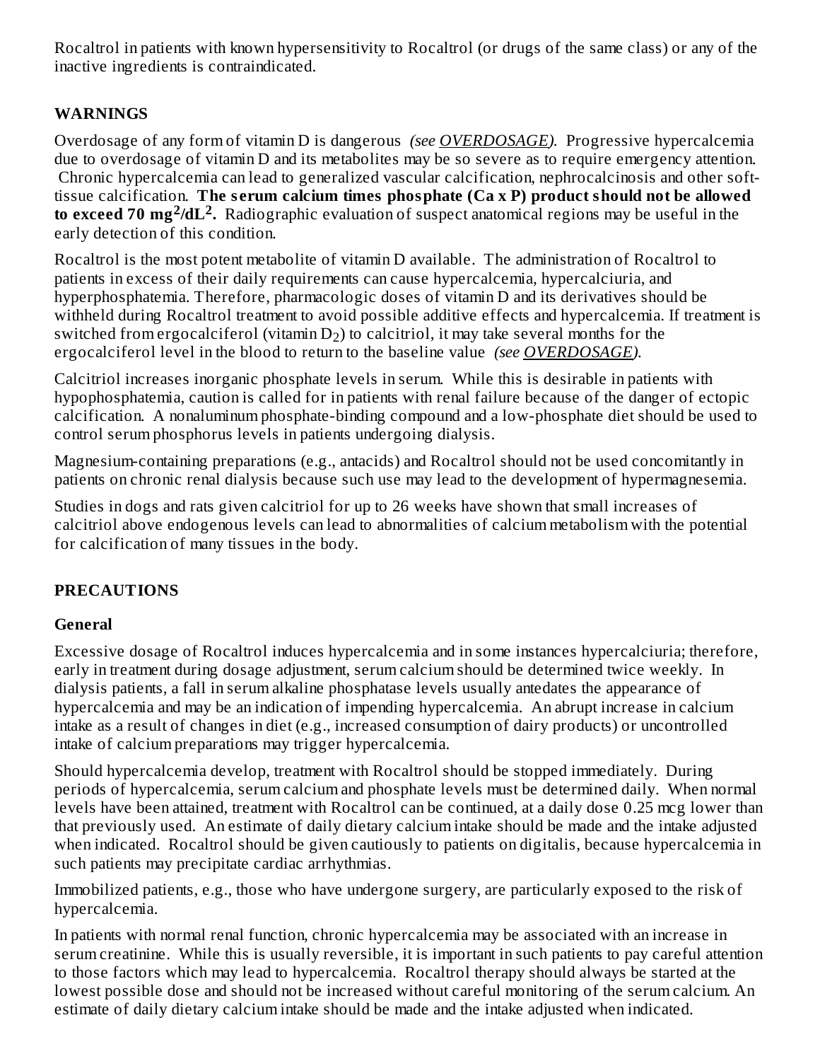Rocaltrol in patients with known hypersensitivity to Rocaltrol (or drugs of the same class) or any of the inactive ingredients is contraindicated.

## WARNINGS

Overdosage of any form of vitamin D is dangerous *(see OVERDOSAGE)*. Progressive hypercalcemia due to overdosage of vitamin D and its metabolites may be so severe as to require emergency attention. Chronic hypercalcemia can lead to generalized vascular calcification, nephrocalcinosis and other soft-tissue calcification. **The serum calcium times phosphate (Ca x P) product should not be allowed to exceed 70 $mg^2/dL^2$.** Radiographic evaluation of suspect anatomical regions may be useful in the early detection of this condition.

Rocaltrol is the most potent metabolite of vitamin D available. The administration of Rocaltrol to patients in excess of their daily requirements can cause hypercalcemia, hypercalciuria, and hyperphosphatemia. Therefore, pharmacologic doses of vitamin D and its derivatives should be withheld during Rocaltrol treatment to avoid possible additive effects and hypercalcemia. If treatment is switched from ergocalciferol (vitamin $D_2$) to calcitriol, it may take several months for the ergocalciferol level in the blood to return to the baseline value *(see OVERDOSAGE)*.

Calcitriol increases inorganic phosphate levels in serum. While this is desirable in patients with hypophosphatemia, caution is called for in patients with renal failure because of the danger of ectopic calcification. A nonaluminum phosphate-binding compound and a low-phosphate diet should be used to control serum phosphorus levels in patients undergoing dialysis.

Magnesium-containing preparations (e.g., antacids) and Rocaltrol should not be used concomitantly in patients on chronic renal dialysis because such use may lead to the development of hypermagnesemia.

Studies in dogs and rats given calcitriol for up to 26 weeks have shown that small increases of calcitriol above endogenous levels can lead to abnormalities of calcium metabolism with the potential for calcification of many tissues in the body.

## PRECAUTIONS

### General

Excessive dosage of Rocaltrol induces hypercalcemia and in some instances hypercalciuria; therefore, early in treatment during dosage adjustment, serum calcium should be determined twice weekly. In dialysis patients, a fall in serum alkaline phosphatase levels usually antedates the appearance of hypercalcemia and may be an indication of impending hypercalcemia. An abrupt increase in calcium intake as a result of changes in diet (e.g., increased consumption of dairy products) or uncontrolled intake of calcium preparations may trigger hypercalcemia.

Should hypercalcemia develop, treatment with Rocaltrol should be stopped immediately. During periods of hypercalcemia, serum calcium and phosphate levels must be determined daily. When normal levels have been attained, treatment with Rocaltrol can be continued, at a daily dose 0.25 mcg lower than that previously used. An estimate of daily dietary calcium intake should be made and the intake adjusted when indicated. Rocaltrol should be given cautiously to patients on digitalis, because hypercalcemia in such patients may precipitate cardiac arrhythmias.

Immobilized patients, e.g., those who have undergone surgery, are particularly exposed to the risk of hypercalcemia.

In patients with normal renal function, chronic hypercalcemia may be associated with an increase in serum creatinine. While this is usually reversible, it is important in such patients to pay careful attention to those factors which may lead to hypercalcemia. Rocaltrol therapy should always be started at the lowest possible dose and should not be increased without careful monitoring of the serum calcium. An estimate of daily dietary calcium intake should be made and the intake adjusted when indicated.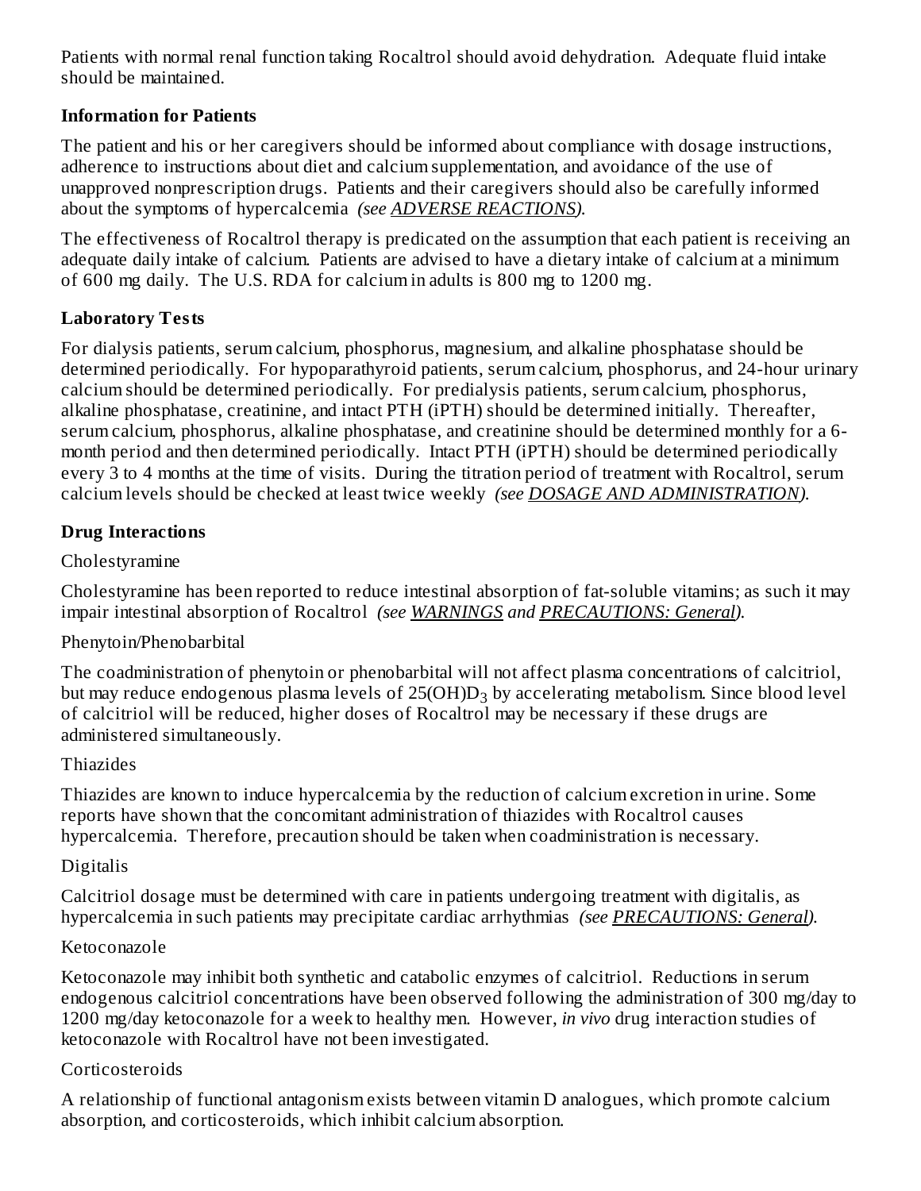Patients with normal renal function taking Rocaltrol should avoid dehydration. Adequate fluid intake should be maintained.

### Information for Patients

The patient and his or her caregivers should be informed about compliance with dosage instructions, adherence to instructions about diet and calcium supplementation, and avoidance of the use of unapproved nonprescription drugs. Patients and their caregivers should also be carefully informed about the symptoms of hypercalcemia *(see ADVERSE REACTIONS).*

The effectiveness of Rocaltrol therapy is predicated on the assumption that each patient is receiving an adequate daily intake of calcium. Patients are advised to have a dietary intake of calcium at a minimum of 600 mg daily. The U.S. RDA for calcium in adults is 800 mg to 1200 mg.

### Laboratory Tests

For dialysis patients, serum calcium, phosphorus, magnesium, and alkaline phosphatase should be determined periodically. For hypoparathyroid patients, serum calcium, phosphorus, and 24-hour urinary calcium should be determined periodically. For predialysis patients, serum calcium, phosphorus, alkaline phosphatase, creatinine, and intact PTH (iPTH) should be determined initially. Thereafter, serum calcium, phosphorus, alkaline phosphatase, and creatinine should be determined monthly for a 6-month period and then determined periodically. Intact PTH (iPTH) should be determined periodically every 3 to 4 months at the time of visits. During the titration period of treatment with Rocaltrol, serum calcium levels should be checked at least twice weekly *(see DOSAGE AND ADMINISTRATION).*

### Drug Interactions

Cholestyramine

Cholestyramine has been reported to reduce intestinal absorption of fat-soluble vitamins; as such it may impair intestinal absorption of Rocaltrol *(see WARNINGS and PRECAUTIONS: General).*

Phenytoin/Phenobarbital

The coadministration of phenytoin or phenobarbital will not affect plasma concentrations of calcitriol, but may reduce endogenous plasma levels of $25(OH)D_3$ by accelerating metabolism. Since blood level of calcitriol will be reduced, higher doses of Rocaltrol may be necessary if these drugs are administered simultaneously.

Thiazides

Thiazides are known to induce hypercalcemia by the reduction of calcium excretion in urine. Some reports have shown that the concomitant administration of thiazides with Rocaltrol causes hypercalcemia. Therefore, precaution should be taken when coadministration is necessary.

Digitalis

Calcitriol dosage must be determined with care in patients undergoing treatment with digitalis, as hypercalcemia in such patients may precipitate cardiac arrhythmias *(see PRECAUTIONS: General).*

Ketoconazole

Ketoconazole may inhibit both synthetic and catabolic enzymes of calcitriol. Reductions in serum endogenous calcitriol concentrations have been observed following the administration of 300 mg/day to 1200 mg/day ketoconazole for a week to healthy men. However, *in vivo* drug interaction studies of ketoconazole with Rocaltrol have not been investigated.

Corticosteroids

A relationship of functional antagonism exists between vitamin D analogues, which promote calcium absorption, and corticosteroids, which inhibit calcium absorption.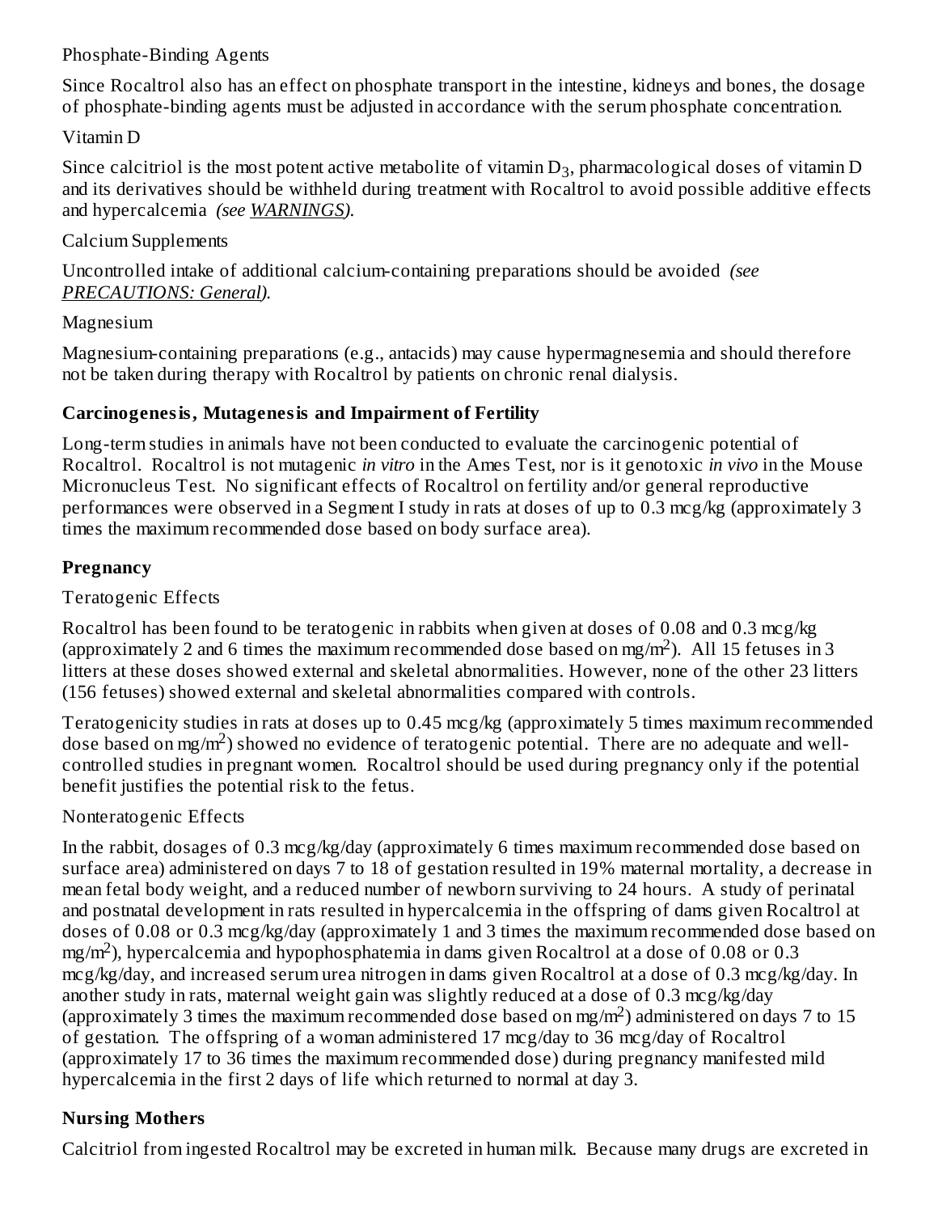Phosphate-Binding Agents

Since Rocaltrol also has an effect on phosphate transport in the intestine, kidneys and bones, the dosage of phosphate-binding agents must be adjusted in accordance with the serum phosphate concentration.

Vitamin D

Since calcitriol is the most potent active metabolite of vitamin $D_3$, pharmacological doses of vitamin D and its derivatives should be withheld during treatment with Rocaltrol to avoid possible additive effects and hypercalcemia *(see WARNINGS).*

Calcium Supplements

Uncontrolled intake of additional calcium-containing preparations should be avoided *(see PRECAUTIONS: General).*

Magnesium

Magnesium-containing preparations (e.g., antacids) may cause hypermagnesemia and should therefore not be taken during therapy with Rocaltrol by patients on chronic renal dialysis.

## Carcinogenesis, Mutagenesis and Impairment of Fertility

Long-term studies in animals have not been conducted to evaluate the carcinogenic potential of Rocaltrol. Rocaltrol is not mutagenic *in vitro* in the Ames Test, nor is it genotoxic *in vivo* in the Mouse Micronucleus Test. No significant effects of Rocaltrol on fertility and/or general reproductive performances were observed in a Segment I study in rats at doses of up to 0.3 mcg/kg (approximately 3 times the maximum recommended dose based on body surface area).

## Pregnancy

Teratogenic Effects

Rocaltrol has been found to be teratogenic in rabbits when given at doses of 0.08 and 0.3 mcg/kg (approximately 2 and 6 times the maximum recommended dose based on $mg/m^2$). All 15 fetuses in 3 litters at these doses showed external and skeletal abnormalities. However, none of the other 23 litters (156 fetuses) showed external and skeletal abnormalities compared with controls.

Teratogenicity studies in rats at doses up to 0.45 mcg/kg (approximately 5 times maximum recommended dose based on $mg/m^2$) showed no evidence of teratogenic potential. There are no adequate and well-controlled studies in pregnant women. Rocaltrol should be used during pregnancy only if the potential benefit justifies the potential risk to the fetus.

Nonteratogenic Effects

In the rabbit, dosages of 0.3 mcg/kg/day (approximately 6 times maximum recommended dose based on surface area) administered on days 7 to 18 of gestation resulted in 19% maternal mortality, a decrease in mean fetal body weight, and a reduced number of newborn surviving to 24 hours. A study of perinatal and postnatal development in rats resulted in hypercalcemia in the offspring of dams given Rocaltrol at doses of 0.08 or 0.3 mcg/kg/day (approximately 1 and 3 times the maximum recommended dose based on $mg/m^2$), hypercalcemia and hypophosphatemia in dams given Rocaltrol at a dose of 0.08 or 0.3 mcg/kg/day, and increased serum urea nitrogen in dams given Rocaltrol at a dose of 0.3 mcg/kg/day. In another study in rats, maternal weight gain was slightly reduced at a dose of 0.3 mcg/kg/day (approximately 3 times the maximum recommended dose based on $mg/m^2$) administered on days 7 to 15 of gestation. The offspring of a woman administered 17 mcg/day to 36 mcg/day of Rocaltrol (approximately 17 to 36 times the maximum recommended dose) during pregnancy manifested mild hypercalcemia in the first 2 days of life which returned to normal at day 3.

## Nursing Mothers

Calcitriol from ingested Rocaltrol may be excreted in human milk. Because many drugs are excreted in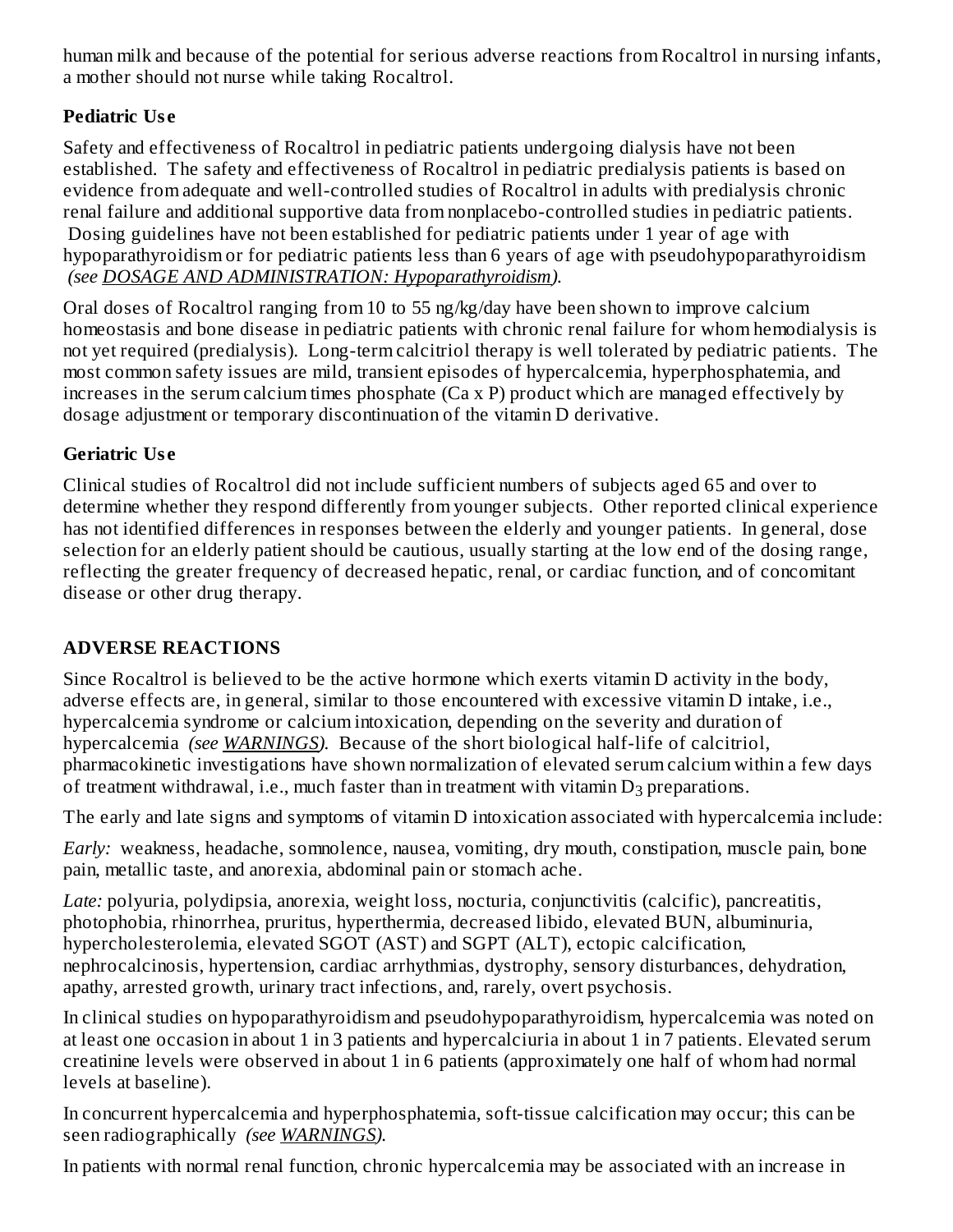human milk and because of the potential for serious adverse reactions from Rocaltrol in nursing infants, a mother should not nurse while taking Rocaltrol.

### Pediatric Use

Safety and effectiveness of Rocaltrol in pediatric patients undergoing dialysis have not been established. The safety and effectiveness of Rocaltrol in pediatric predialysis patients is based on evidence from adequate and well-controlled studies of Rocaltrol in adults with predialysis chronic renal failure and additional supportive data from nonplacebo-controlled studies in pediatric patients. Dosing guidelines have not been established for pediatric patients under 1 year of age with hypoparathyroidism or for pediatric patients less than 6 years of age with pseudohypoparathyroidism *(see DOSAGE AND ADMINISTRATION: Hypoparathyroidism).*

Oral doses of Rocaltrol ranging from 10 to 55 ng/kg/day have been shown to improve calcium homeostasis and bone disease in pediatric patients with chronic renal failure for whom hemodialysis is not yet required (predialysis). Long-term calcitriol therapy is well tolerated by pediatric patients. The most common safety issues are mild, transient episodes of hypercalcemia, hyperphosphatemia, and increases in the serum calcium times phosphate (Ca x P) product which are managed effectively by dosage adjustment or temporary discontinuation of the vitamin D derivative.

### Geriatric Use

Clinical studies of Rocaltrol did not include sufficient numbers of subjects aged 65 and over to determine whether they respond differently from younger subjects. Other reported clinical experience has not identified differences in responses between the elderly and younger patients. In general, dose selection for an elderly patient should be cautious, usually starting at the low end of the dosing range, reflecting the greater frequency of decreased hepatic, renal, or cardiac function, and of concomitant disease or other drug therapy.

## ADVERSE REACTIONS

Since Rocaltrol is believed to be the active hormone which exerts vitamin D activity in the body, adverse effects are, in general, similar to those encountered with excessive vitamin D intake, i.e., hypercalcemia syndrome or calcium intoxication, depending on the severity and duration of hypercalcemia *(see WARNINGS).* Because of the short biological half-life of calcitriol, pharmacokinetic investigations have shown normalization of elevated serum calcium within a few days of treatment withdrawal, i.e., much faster than in treatment with vitamin $D_3$ preparations.

The early and late signs and symptoms of vitamin D intoxication associated with hypercalcemia include:

*Early:* weakness, headache, somnolence, nausea, vomiting, dry mouth, constipation, muscle pain, bone pain, metallic taste, and anorexia, abdominal pain or stomach ache.

*Late:* polyuria, polydipsia, anorexia, weight loss, nocturia, conjunctivitis (calcific), pancreatitis, photophobia, rhinorrhea, pruritus, hyperthermia, decreased libido, elevated BUN, albuminuria, hypercholesterolemia, elevated SGOT (AST) and SGPT (ALT), ectopic calcification, nephrocalcinosis, hypertension, cardiac arrhythmias, dystrophy, sensory disturbances, dehydration, apathy, arrested growth, urinary tract infections, and, rarely, overt psychosis.

In clinical studies on hypoparathyroidism and pseudohypoparathyroidism, hypercalcemia was noted on at least one occasion in about 1 in 3 patients and hypercalciuria in about 1 in 7 patients. Elevated serum creatinine levels were observed in about 1 in 6 patients (approximately one half of whom had normal levels at baseline).

In concurrent hypercalcemia and hyperphosphatemia, soft-tissue calcification may occur; this can be seen radiographically *(see WARNINGS).*

In patients with normal renal function, chronic hypercalcemia may be associated with an increase in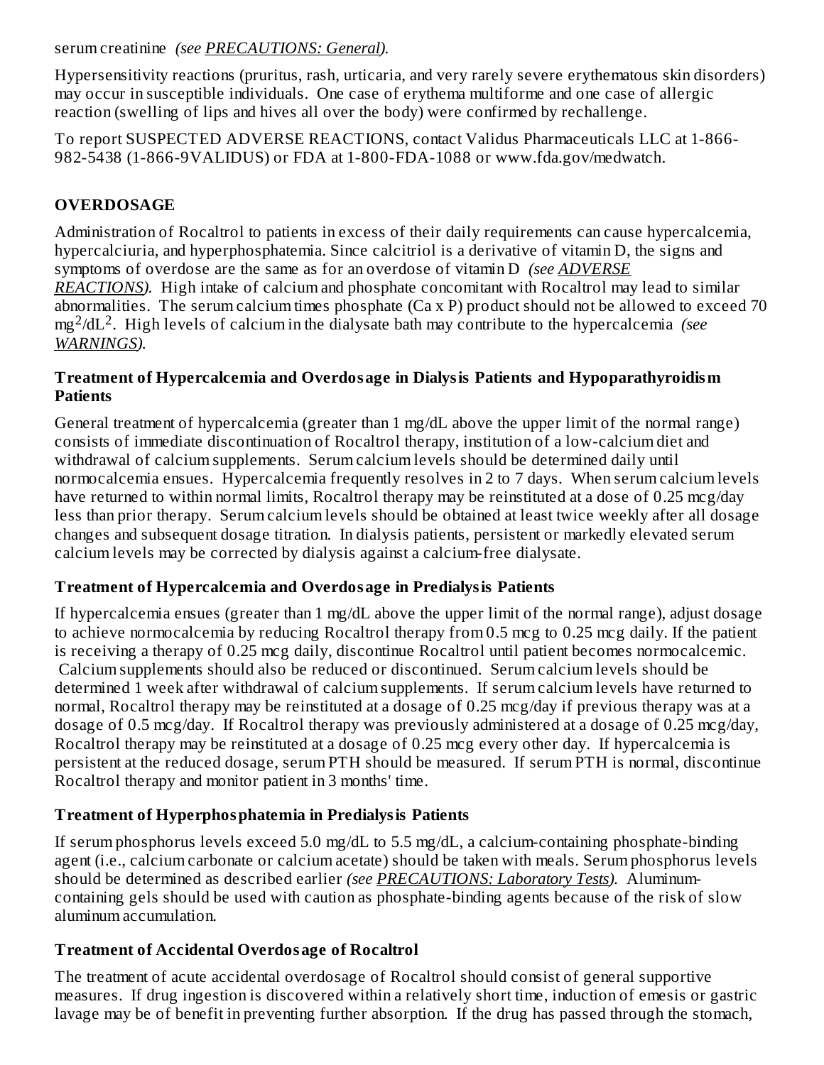serum creatinine *(see PRECAUTIONS: General).*

Hypersensitivity reactions (pruritus, rash, urticaria, and very rarely severe erythematous skin disorders) may occur in susceptible individuals. One case of erythema multiforme and one case of allergic reaction (swelling of lips and hives all over the body) were confirmed by rechallenge.

To report SUSPECTED ADVERSE REACTIONS, contact Validus Pharmaceuticals LLC at 1-866-982-5438 (1-866-9VALIDUS) or FDA at 1-800-FDA-1088 or www.fda.gov/medwatch.

## OVERDOSAGE

Administration of Rocaltrol to patients in excess of their daily requirements can cause hypercalcemia, hypercalciuria, and hyperphosphatemia. Since calcitriol is a derivative of vitamin D, the signs and symptoms of overdose are the same as for an overdose of vitamin D *(see ADVERSE REACTIONS).* High intake of calcium and phosphate concomitant with Rocaltrol may lead to similar abnormalities. The serum calcium times phosphate (Ca x P) product should not be allowed to exceed 70 $mg^2/dL^2$. High levels of calcium in the dialysate bath may contribute to the hypercalcemia *(see WARNINGS).*

### Treatment of Hypercalcemia and Overdosage in Dialysis Patients and Hypoparathyroidism Patients

General treatment of hypercalcemia (greater than 1 mg/dL above the upper limit of the normal range) consists of immediate discontinuation of Rocaltrol therapy, institution of a low-calcium diet and withdrawal of calcium supplements. Serum calcium levels should be determined daily until normocalcemia ensues. Hypercalcemia frequently resolves in 2 to 7 days. When serum calcium levels have returned to within normal limits, Rocaltrol therapy may be reinstituted at a dose of 0.25 mcg/day less than prior therapy. Serum calcium levels should be obtained at least twice weekly after all dosage changes and subsequent dosage titration. In dialysis patients, persistent or markedly elevated serum calcium levels may be corrected by dialysis against a calcium-free dialysate.

### Treatment of Hypercalcemia and Overdosage in Predialysis Patients

If hypercalcemia ensues (greater than 1 mg/dL above the upper limit of the normal range), adjust dosage to achieve normocalcemia by reducing Rocaltrol therapy from 0.5 mcg to 0.25 mcg daily. If the patient is receiving a therapy of 0.25 mcg daily, discontinue Rocaltrol until patient becomes normocalcemic. Calcium supplements should also be reduced or discontinued. Serum calcium levels should be determined 1 week after withdrawal of calcium supplements. If serum calcium levels have returned to normal, Rocaltrol therapy may be reinstituted at a dosage of 0.25 mcg/day if previous therapy was at a dosage of 0.5 mcg/day. If Rocaltrol therapy was previously administered at a dosage of 0.25 mcg/day, Rocaltrol therapy may be reinstituted at a dosage of 0.25 mcg every other day. If hypercalcemia is persistent at the reduced dosage, serum PTH should be measured. If serum PTH is normal, discontinue Rocaltrol therapy and monitor patient in 3 months' time.

### Treatment of Hyperphosphatemia in Predialysis Patients

If serum phosphorus levels exceed 5.0 mg/dL to 5.5 mg/dL, a calcium-containing phosphate-binding agent (i.e., calcium carbonate or calcium acetate) should be taken with meals. Serum phosphorus levels should be determined as described earlier *(see PRECAUTIONS: Laboratory Tests).* Aluminum-containing gels should be used with caution as phosphate-binding agents because of the risk of slow aluminum accumulation.

### Treatment of Accidental Overdosage of Rocaltrol

The treatment of acute accidental overdosage of Rocaltrol should consist of general supportive measures. If drug ingestion is discovered within a relatively short time, induction of emesis or gastric lavage may be of benefit in preventing further absorption. If the drug has passed through the stomach,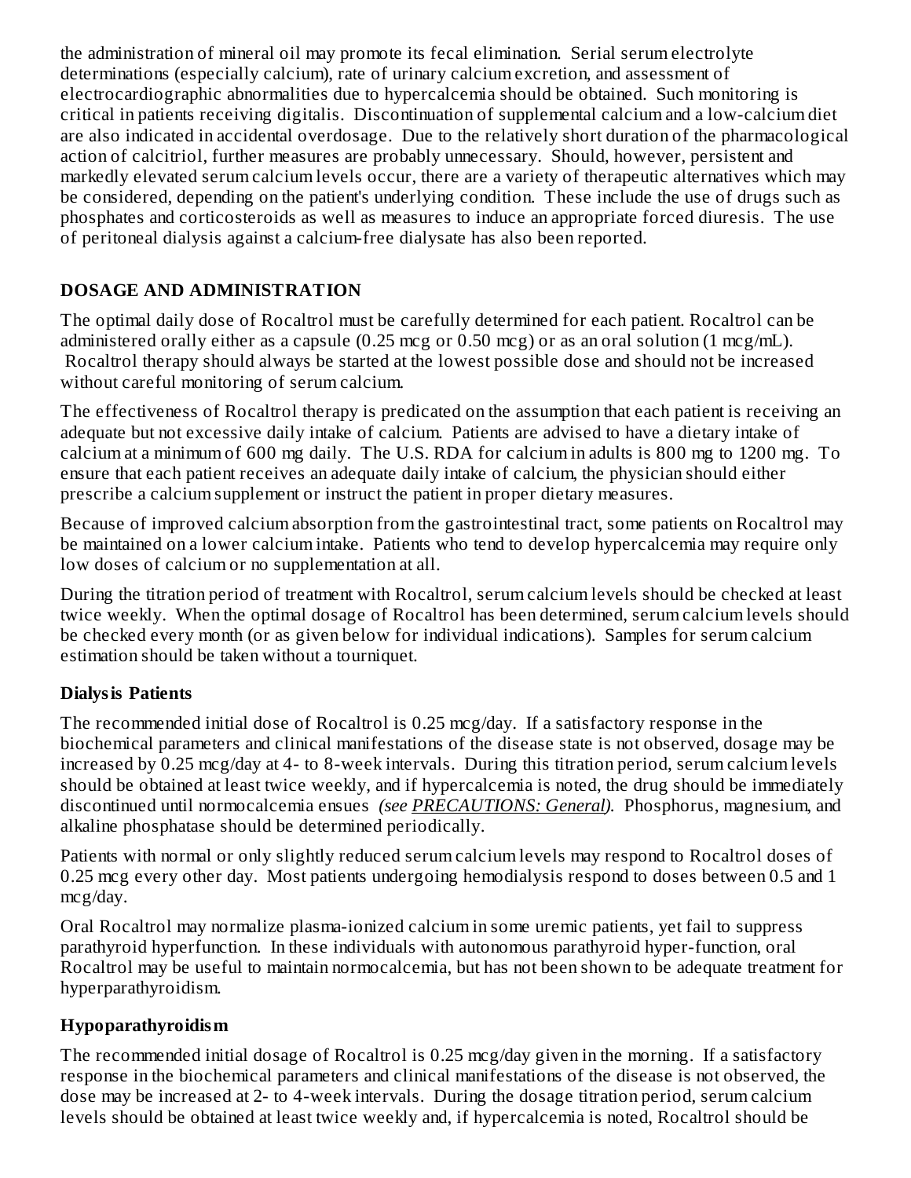the administration of mineral oil may promote its fecal elimination. Serial serum electrolyte determinations (especially calcium), rate of urinary calcium excretion, and assessment of electrocardiographic abnormalities due to hypercalcemia should be obtained. Such monitoring is critical in patients receiving digitalis. Discontinuation of supplemental calcium and a low-calcium diet are also indicated in accidental overdosage. Due to the relatively short duration of the pharmacological action of calcitriol, further measures are probably unnecessary. Should, however, persistent and markedly elevated serum calcium levels occur, there are a variety of therapeutic alternatives which may be considered, depending on the patient's underlying condition. These include the use of drugs such as phosphates and corticosteroids as well as measures to induce an appropriate forced diuresis. The use of peritoneal dialysis against a calcium-free dialysate has also been reported.

## DOSAGE AND ADMINISTRATION

The optimal daily dose of Rocaltrol must be carefully determined for each patient. Rocaltrol can be administered orally either as a capsule (0.25 mcg or 0.50 mcg) or as an oral solution (1 mcg/mL). Rocaltrol therapy should always be started at the lowest possible dose and should not be increased without careful monitoring of serum calcium.

The effectiveness of Rocaltrol therapy is predicated on the assumption that each patient is receiving an adequate but not excessive daily intake of calcium. Patients are advised to have a dietary intake of calcium at a minimum of 600 mg daily. The U.S. RDA for calcium in adults is 800 mg to 1200 mg. To ensure that each patient receives an adequate daily intake of calcium, the physician should either prescribe a calcium supplement or instruct the patient in proper dietary measures.

Because of improved calcium absorption from the gastrointestinal tract, some patients on Rocaltrol may be maintained on a lower calcium intake. Patients who tend to develop hypercalcemia may require only low doses of calcium or no supplementation at all.

During the titration period of treatment with Rocaltrol, serum calcium levels should be checked at least twice weekly. When the optimal dosage of Rocaltrol has been determined, serum calcium levels should be checked every month (or as given below for individual indications). Samples for serum calcium estimation should be taken without a tourniquet.

### Dialysis Patients

The recommended initial dose of Rocaltrol is 0.25 mcg/day. If a satisfactory response in the biochemical parameters and clinical manifestations of the disease state is not observed, dosage may be increased by 0.25 mcg/day at 4- to 8-week intervals. During this titration period, serum calcium levels should be obtained at least twice weekly, and if hypercalcemia is noted, the drug should be immediately discontinued until normocalcemia ensues *(see PRECAUTIONS: General).* Phosphorus, magnesium, and alkaline phosphatase should be determined periodically.

Patients with normal or only slightly reduced serum calcium levels may respond to Rocaltrol doses of 0.25 mcg every other day. Most patients undergoing hemodialysis respond to doses between 0.5 and 1 mcg/day.

Oral Rocaltrol may normalize plasma-ionized calcium in some uremic patients, yet fail to suppress parathyroid hyperfunction. In these individuals with autonomous parathyroid hyper-function, oral Rocaltrol may be useful to maintain normocalcemia, but has not been shown to be adequate treatment for hyperparathyroidism.

### Hypoparathyroidism

The recommended initial dosage of Rocaltrol is 0.25 mcg/day given in the morning. If a satisfactory response in the biochemical parameters and clinical manifestations of the disease is not observed, the dose may be increased at 2- to 4-week intervals. During the dosage titration period, serum calcium levels should be obtained at least twice weekly and, if hypercalcemia is noted, Rocaltrol should be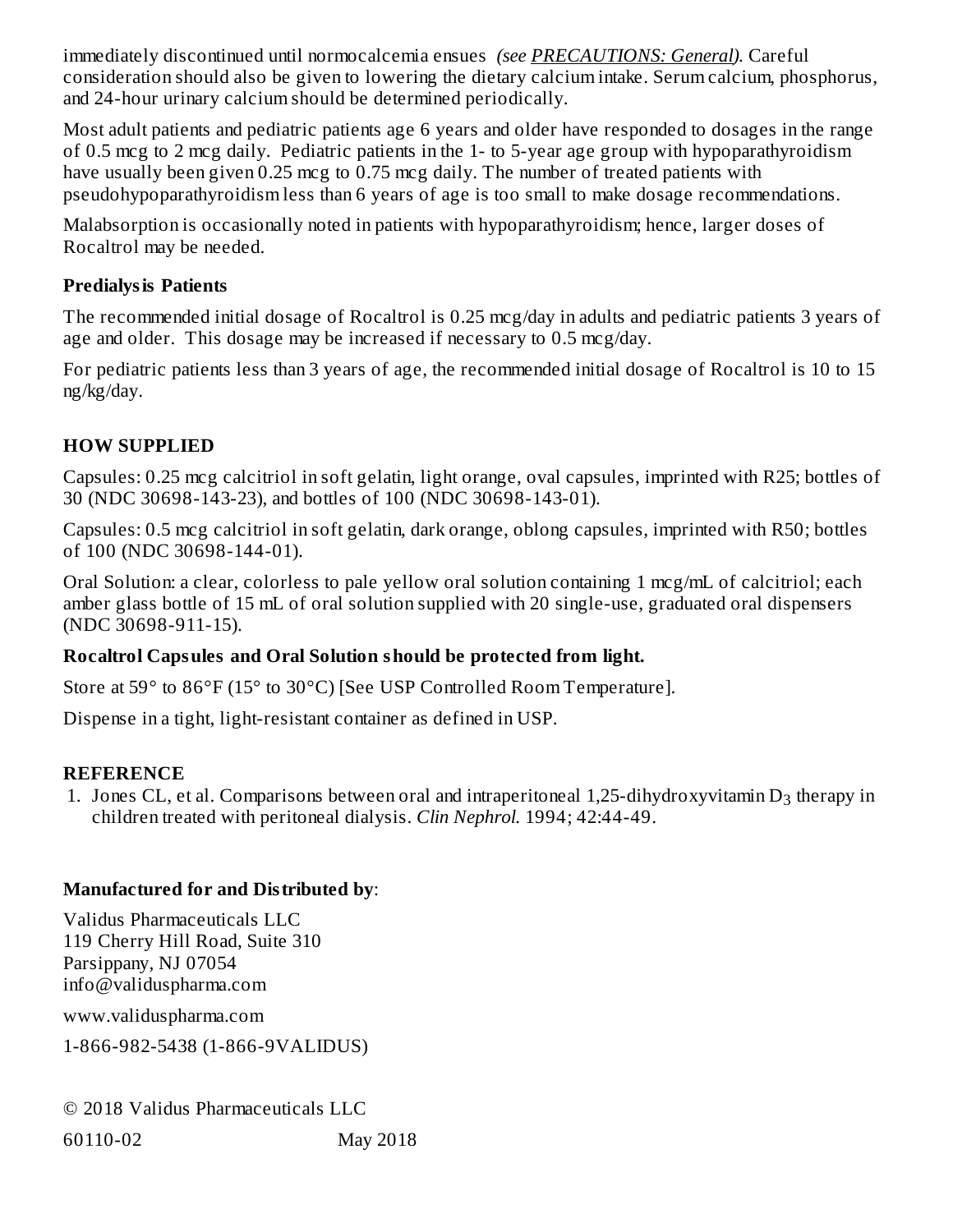immediately discontinued until normocalcemia ensues *(see PRECAUTIONS: General)*. Careful consideration should also be given to lowering the dietary calcium intake. Serum calcium, phosphorus, and 24-hour urinary calcium should be determined periodically.

Most adult patients and pediatric patients age 6 years and older have responded to dosages in the range of 0.5 mcg to 2 mcg daily. Pediatric patients in the 1- to 5-year age group with hypoparathyroidism have usually been given 0.25 mcg to 0.75 mcg daily. The number of treated patients with pseudohypoparathyroidism less than 6 years of age is too small to make dosage recommendations.

Malabsorption is occasionally noted in patients with hypoparathyroidism; hence, larger doses of Rocaltrol may be needed.

**Predialysis Patients**

The recommended initial dosage of Rocaltrol is 0.25 mcg/day in adults and pediatric patients 3 years of age and older. This dosage may be increased if necessary to 0.5 mcg/day.

For pediatric patients less than 3 years of age, the recommended initial dosage of Rocaltrol is 10 to 15 ng/kg/day.

## HOW SUPPLIED

Capsules: 0.25 mcg calcitriol in soft gelatin, light orange, oval capsules, imprinted with R25; bottles of 30 (NDC 30698-143-23), and bottles of 100 (NDC 30698-143-01).

Capsules: 0.5 mcg calcitriol in soft gelatin, dark orange, oblong capsules, imprinted with R50; bottles of 100 (NDC 30698-144-01).

Oral Solution: a clear, colorless to pale yellow oral solution containing 1 mcg/mL of calcitriol; each amber glass bottle of 15 mL of oral solution supplied with 20 single-use, graduated oral dispensers (NDC 30698-911-15).

**Rocaltrol Capsules and Oral Solution should be protected from light.**

Store at 59° to 86°F (15° to 30°C) [See USP Controlled Room Temperature].

Dispense in a tight, light-resistant container as defined in USP.

## REFERENCE

1. Jones CL, et al. Comparisons between oral and intraperitoneal 1,25-dihydroxyvitamin $D_3$ therapy in children treated with peritoneal dialysis. *Clin Nephrol.* 1994; 42:44-49.

**Manufactured for and Distributed by**:

Validus Pharmaceuticals LLC
119 Cherry Hill Road, Suite 310
Parsippany, NJ 07054
info@validuspharma.com

www.validuspharma.com

1-866-982-5438 (1-866-9VALIDUS)

© 2018 Validus Pharmaceuticals LLC

60110-02 May 2018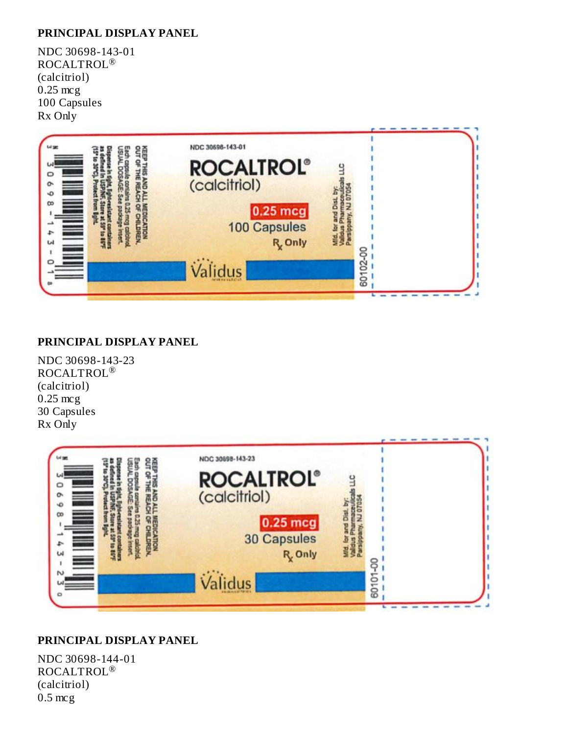## PRINCIPAL DISPLAY PANEL

NDC 30698-143-01
ROCALTROL®
(calcitriol)
0.25 mcg
100 Capsules
Rx Only

## PRINCIPAL DISPLAY PANEL

NDC 30698-143-23
ROCALTROL®
(calcitriol)
0.25 mcg
30 Capsules
Rx Only

## PRINCIPAL DISPLAY PANEL

NDC 30698-144-01
ROCALTROL®
(calcitriol)
0.5 mcg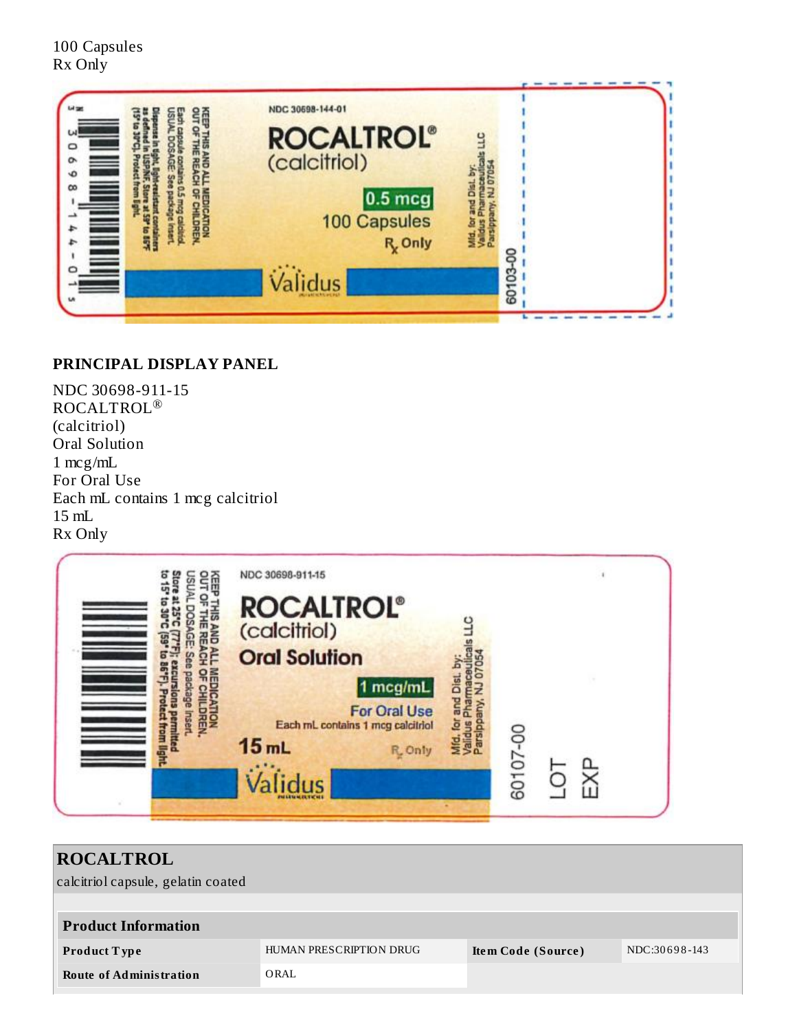100 Capsules
Rx Only

NDC 30698-144-01
ROCALTROL®
(calcitriol)
0.5 mcg
100 Capsules
Rx Only
Validus

KEEP THIS AND ALL MEDICATION OUT OF THE REACH OF CHILDREN.
USUAL DOSAGE: See package insert.
Each capsule contains 0.5 mcg calcitriol.
Dispense in tight, light-resistant containers as defined in USP/NF. Store at 59° to 86°F (15° to 30°C). Protect from light.

Mfd. for and Dist. by: Validus Pharmaceuticals LLC Parsippany, NJ 07054

60103-00

3 0698-144-01 5

**PRINCIPAL DISPLAY PANEL**

NDC 30698-911-15
ROCALTROL®
(calcitriol)
Oral Solution
1 mcg/mL
For Oral Use
Each mL contains 1 mcg calcitriol
15 mL
Rx Only

NDC 30698-911-15
ROCALTROL®
(calcitriol)
Oral Solution
1 mcg/mL
For Oral Use
Each mL contains 1 mcg calcitriol
15 mL
Rx Only
Validus

KEEP THIS AND ALL MEDICATION OUT OF THE REACH OF CHILDREN.
USUAL DOSAGE: See package insert.
Store at 25°C (77°F); excursions permitted to 15° to 30°C (59° to 86°F). Protect from light.

Mfd. for and Dist. by: Validus Pharmaceuticals LLC Parsippany, NJ 07054

60107-00

LOT
EXP

| **ROCALTROL** calcitriol capsule, gelatin coated | | | |
|---|---|---|---|
| **Product Information** | | | |
| **Product Type** | HUMAN PRESCRIPTION DRUG | **Item Code (Source)** | NDC:30698-143 |
| **Route of Administration** | ORAL | | |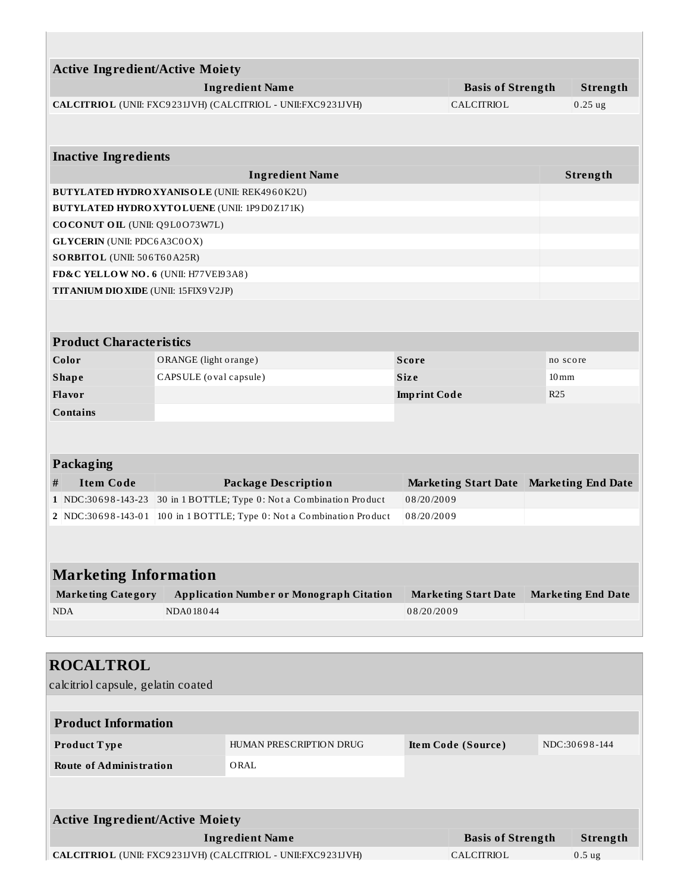| Active Ingredient/Active Moiety | | |
|---|---|---|
| **Ingredient Name** | **Basis of Strength** | **Strength** |
| **CALCITRIOL** (UNII: FXC9231JVH) (CALCITRIOL - UNII:FXC9231JVH) | CALCITRIOL | 0.25 ug |

| Inactive Ingredients | |
|---|---|
| **Ingredient Name** | **Strength** |
| **BUTYLATED HYDROXYANISOLE** (UNII: REK4960K2U) | |
| **BUTYLATED HYDROXYTOLUENE** (UNII: 1P9D0Z171K) | |
| **COCONUT OIL** (UNII: Q9L0O73W7L) | |
| **GLYCERIN** (UNII: PDC6A3C0OX) | |
| **SORBITOL** (UNII: 506T60A25R) | |
| **FD&C YELLOW NO. 6** (UNII: H77VEI93A8) | |
| **TITANIUM DIOXIDE** (UNII: 15FIX9V2JP) | |

| Product Characteristics | | | |
|---|---|---|---|
| **Color** | ORANGE (light orange) | **Score** | no score |
| **Shape** | CAPSULE (oval capsule) | **Size** | 10mm |
| **Flavor** | | **Imprint Code** | R25 |
| **Contains** | | | |

| Packaging | | | | |
|---|---|---|---|---|
| **#** | **Item Code** | **Package Description** | **Marketing Start Date** | **Marketing End Date** |
| **1** | NDC:30698-143-23 | 30 in 1 BOTTLE; Type 0: Not a Combination Product | 08/20/2009 | |
| **2** | NDC:30698-143-01 | 100 in 1 BOTTLE; Type 0: Not a Combination Product | 08/20/2009 | |

## Marketing Information

| Marketing Category | Application Number or Monograph Citation | Marketing Start Date | Marketing End Date |
|---|---|---|---|
| NDA | NDA018044 | 08/20/2009 | |

## ROCALTROL

calcitriol capsule, gelatin coated

| Product Information | | | |
|---|---|---|---|
| **Product Type** | HUMAN PRESCRIPTION DRUG | **Item Code (Source)** | NDC:30698-144 |
| **Route of Administration** | ORAL | | |

| Active Ingredient/Active Moiety | | |
|---|---|---|
| **Ingredient Name** | **Basis of Strength** | **Strength** |
| **CALCITRIOL** (UNII: FXC9231JVH) (CALCITRIOL - UNII:FXC9231JVH) | CALCITRIOL | 0.5 ug |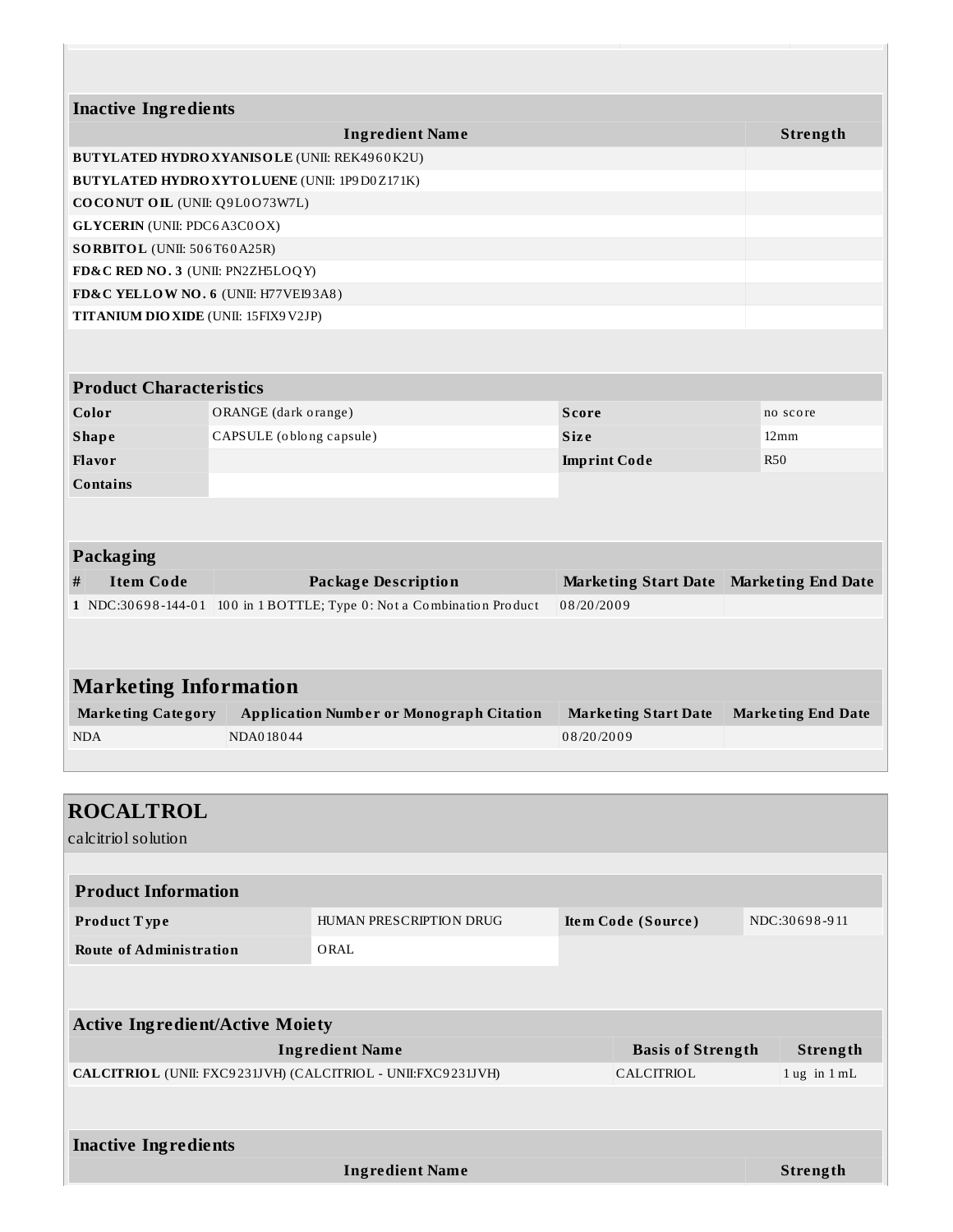| Inactive Ingredients | |
|---|---|
| **Ingredient Name** | **Strength** |
| **BUTYLATED HYDROXYANISOLE** (UNII: REK4960K2U) | |
| **BUTYLATED HYDROXYTOLUENE** (UNII: 1P9D0Z171K) | |
| **COCONUT OIL** (UNII: Q9L0O73W7L) | |
| **GLYCERIN** (UNII: PDC6A3C0OX) | |
| **SORBITOL** (UNII: 506T60A25R) | |
| **FD&C RED NO. 3** (UNII: PN2ZH5LOQY) | |
| **FD&C YELLOW NO. 6** (UNII: H77VEI93A8) | |
| **TITANIUM DIOXIDE** (UNII: 15FIX9V2JP) | |

| Product Characteristics | | | |
|---|---|---|---|
| **Color** | ORANGE (dark orange) | **Score** | no score |
| **Shape** | CAPSULE (oblong capsule) | **Size** | 12mm |
| **Flavor** | | **Imprint Code** | R50 |
| **Contains** | | | |

| Packaging | | | | |
|---|---|---|---|---|
| **#** | **Item Code** | **Package Description** | **Marketing Start Date** | **Marketing End Date** |
| 1 | NDC:30698-144-01 | 100 in 1 BOTTLE; Type 0: Not a Combination Product | 08/20/2009 | |

## Marketing Information

| Marketing Category | Application Number or Monograph Citation | Marketing Start Date | Marketing End Date |
|---|---|---|---|
| NDA | NDA018044 | 08/20/2009 | |

# ROCALTROL

calcitriol solution

| Product Information | | | |
|---|---|---|---|
| **Product Type** | HUMAN PRESCRIPTION DRUG | **Item Code (Source)** | NDC:30698-911 |
| **Route of Administration** | ORAL | | |

| Active Ingredient/Active Moiety | | |
|---|---|---|
| **Ingredient Name** | **Basis of Strength** | **Strength** |
| **CALCITRIOL** (UNII: FXC9231JVH) (CALCITRIOL - UNII:FXC9231JVH) | CALCITRIOL | 1 ug in 1 mL |

| Inactive Ingredients | |
|---|---|
| **Ingredient Name** | **Strength** |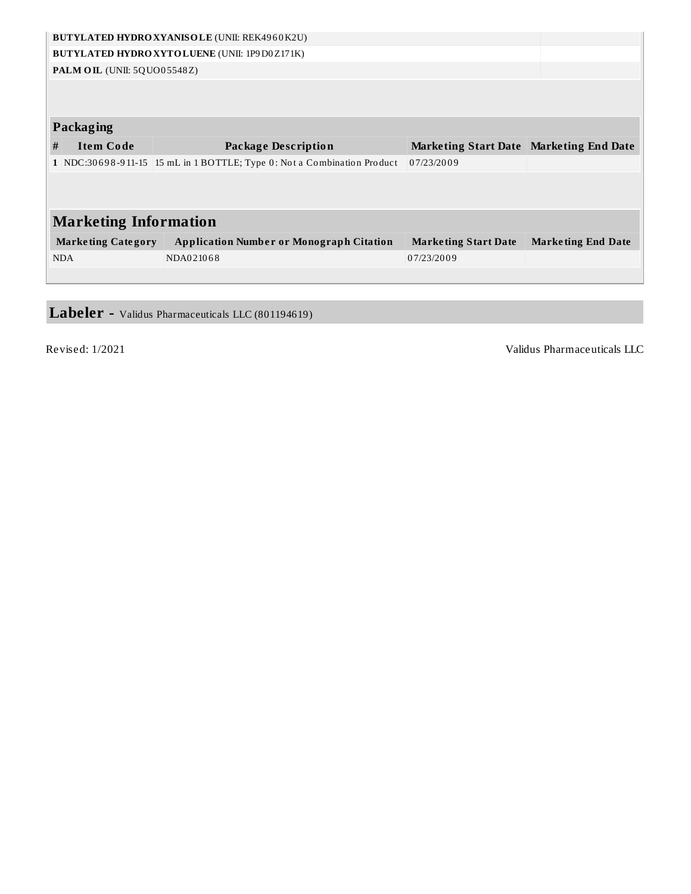| | |
|---|---|
| **BUTYLATED HYDROXYANISOLE** (UNII: REK4960K2U) | |
| **BUTYLATED HYDROXYTOLUENE** (UNII: 1P9D0Z171K) | |
| **PALM OIL** (UNII: 5QUO05548Z) | |

**Packaging**

| # | Item Code | Package Description | Marketing Start Date | Marketing End Date |
|---|---|---|---|---|
| 1 | NDC:30698-911-15 | 15 mL in 1 BOTTLE; Type 0: Not a Combination Product | 07/23/2009 | |

## Marketing Information

| Marketing Category | Application Number or Monograph Citation | Marketing Start Date | Marketing End Date |
|---|---|---|---|
| NDA | NDA021068 | 07/23/2009 | |

## Labeler - Validus Pharmaceuticals LLC (801194619)

Revised: 1/2021

Validus Pharmaceuticals LLC